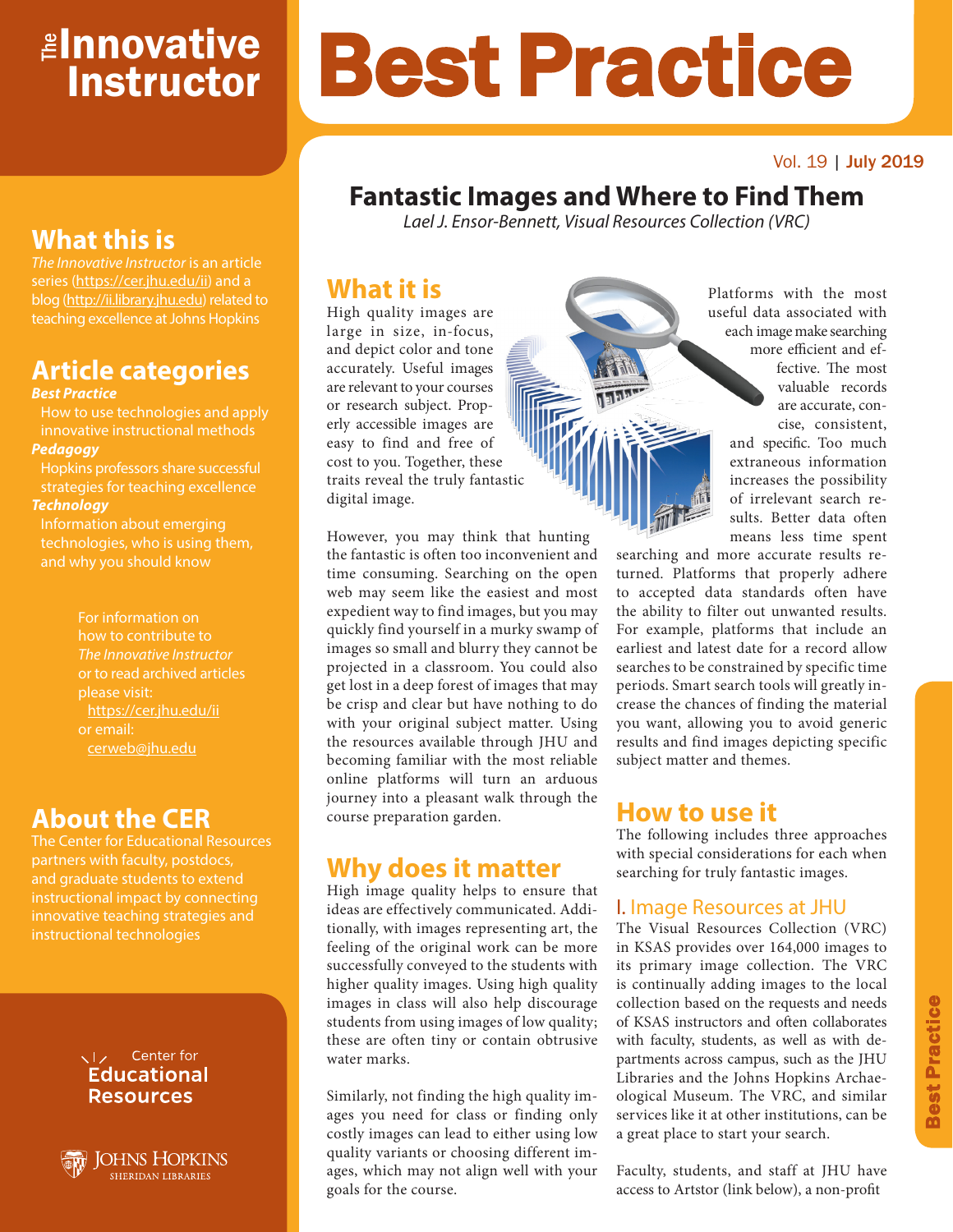# The Innovative Instructor

# Best Practice

Vol. 19 | **July 2019**

## Fantastic Images and Where to Find Them

*Lael J. Ensor-Bennett, Visual Resources Collection (VRC)*

## What this is

*The Innovative Instructor* is an article series (https://cer.jhu.edu/ii) and a blog (http://ii.library.jhu.edu) related to teaching excellence at Johns Hopkins

## Article categories

***Best Practice***
How to use technologies and apply innovative instructional methods

***Pedagogy***
Hopkins professors share successful strategies for teaching excellence

***Technology***
Information about emerging technologies, who is using them, and why you should know

For information on how to contribute to *The Innovative Instructor* or to read archived articles please visit:
https://cer.jhu.edu/ii
or email:
cerweb@jhu.edu

## About the CER

The Center for Educational Resources partners with faculty, postdocs, and graduate students to extend instructional impact by connecting innovative teaching strategies and instructional technologies

Center for Educational Resources

Johns Hopkins Sheridan Libraries

## What it is

High quality images are large in size, in-focus, and depict color and tone accurately. Useful images are relevant to your courses or research subject. Properly accessible images are easy to find and free of cost to you. Together, these traits reveal the truly fantastic digital image.

However, you may think that hunting the fantastic is often too inconvenient and time consuming. Searching on the open web may seem like the easiest and most expedient way to find images, but you may quickly find yourself in a murky swamp of images so small and blurry they cannot be projected in a classroom. You could also get lost in a deep forest of images that may be crisp and clear but have nothing to do with your original subject matter. Using the resources available through JHU and becoming familiar with the most reliable online platforms will turn an arduous journey into a pleasant walk through the course preparation garden.

Platforms with the most useful data associated with each image make searching more efficient and effective. The most valuable records are accurate, concise, consistent, and specific. Too much extraneous information increases the possibility of irrelevant search results. Better data often means less time spent searching and more accurate results returned. Platforms that properly adhere to accepted data standards often have the ability to filter out unwanted results. For example, platforms that include an earliest and latest date for a record allow searches to be constrained by specific time periods. Smart search tools will greatly increase the chances of finding the material you want, allowing you to avoid generic results and find images depicting specific subject matter and themes.

## Why does it matter

High image quality helps to ensure that ideas are effectively communicated. Additionally, with images representing art, the feeling of the original work can be more successfully conveyed to the students with higher quality images. Using high quality images in class will also help discourage students from using images of low quality; these are often tiny or contain obtrusive water marks.

Similarly, not finding the high quality images you need for class or finding only costly images can lead to either using low quality variants or choosing different images, which may not align well with your goals for the course.

## How to use it

The following includes three approaches with special considerations for each when searching for truly fantastic images.

### I. Image Resources at JHU

The Visual Resources Collection (VRC) in KSAS provides over 164,000 images to its primary image collection. The VRC is continually adding images to the local collection based on the requests and needs of KSAS instructors and often collaborates with faculty, students, as well as with departments across campus, such as the JHU Libraries and the Johns Hopkins Archaeological Museum. The VRC, and similar services like it at other institutions, can be a great place to start your search.

Faculty, students, and staff at JHU have access to Artstor (link below), a non-profit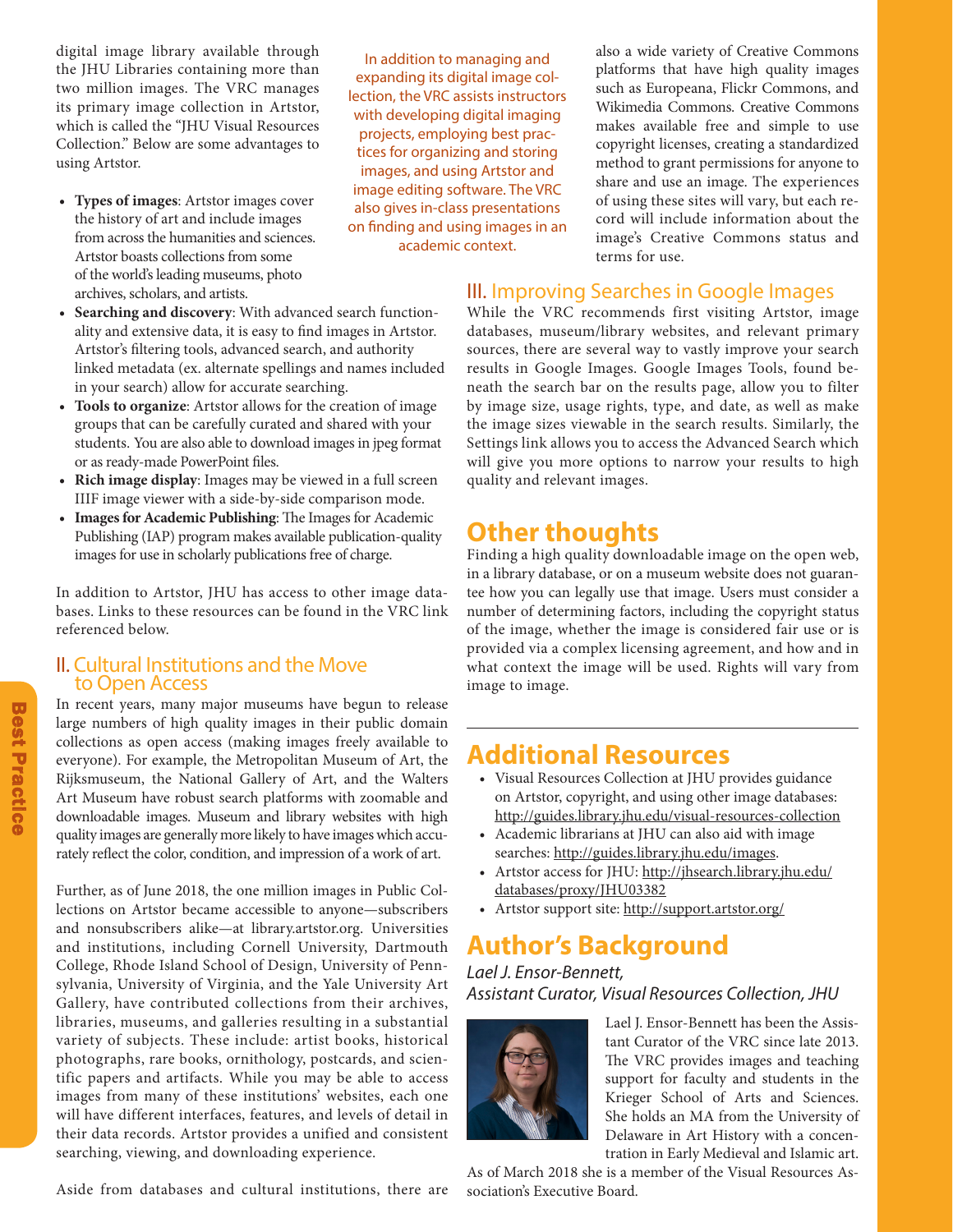digital image library available through the JHU Libraries containing more than two million images. The VRC manages its primary image collection in Artstor, which is called the "JHU Visual Resources Collection." Below are some advantages to using Artstor.

- **Types of images**: Artstor images cover the history of art and include images from across the humanities and sciences. Artstor boasts collections from some of the world's leading museums, photo archives, scholars, and artists.
- **Searching and discovery**: With advanced search functionality and extensive data, it is easy to find images in Artstor. Artstor's filtering tools, advanced search, and authority linked metadata (ex. alternate spellings and names included in your search) allow for accurate searching.
- **Tools to organize**: Artstor allows for the creation of image groups that can be carefully curated and shared with your students. You are also able to download images in jpeg format or as ready-made PowerPoint files.
- **Rich image display**: Images may be viewed in a full screen IIIF image viewer with a side-by-side comparison mode.
- **Images for Academic Publishing**: The Images for Academic Publishing (IAP) program makes available publication-quality images for use in scholarly publications free of charge.

In addition to managing and expanding its digital image collection, the VRC assists instructors with developing digital imaging projects, employing best practices for organizing and storing images, and using Artstor and image editing software. The VRC also gives in-class presentations on finding and using images in an academic context.

In addition to Artstor, JHU has access to other image databases. Links to these resources can be found in the VRC link referenced below.

## II. Cultural Institutions and the Move to Open Access

In recent years, many major museums have begun to release large numbers of high quality images in their public domain collections as open access (making images freely available to everyone). For example, the Metropolitan Museum of Art, the Rijksmuseum, the National Gallery of Art, and the Walters Art Museum have robust search platforms with zoomable and downloadable images. Museum and library websites with high quality images are generally more likely to have images which accurately reflect the color, condition, and impression of a work of art.

Further, as of June 2018, the one million images in Public Collections on Artstor became accessible to anyone—subscribers and nonsubscribers alike—at library.artstor.org. Universities and institutions, including Cornell University, Dartmouth College, Rhode Island School of Design, University of Pennsylvania, University of Virginia, and the Yale University Art Gallery, have contributed collections from their archives, libraries, museums, and galleries resulting in a substantial variety of subjects. These include: artist books, historical photographs, rare books, ornithology, postcards, and scientific papers and artifacts. While you may be able to access images from many of these institutions' websites, each one will have different interfaces, features, and levels of detail in their data records. Artstor provides a unified and consistent searching, viewing, and downloading experience.

Aside from databases and cultural institutions, there are also a wide variety of Creative Commons platforms that have high quality images such as Europeana, Flickr Commons, and Wikimedia Commons. Creative Commons makes available free and simple to use copyright licenses, creating a standardized method to grant permissions for anyone to share and use an image. The experiences of using these sites will vary, but each record will include information about the image's Creative Commons status and terms for use.

## III. Improving Searches in Google Images

While the VRC recommends first visiting Artstor, image databases, museum/library websites, and relevant primary sources, there are several way to vastly improve your search results in Google Images. Google Images Tools, found beneath the search bar on the results page, allow you to filter by image size, usage rights, type, and date, as well as make the image sizes viewable in the search results. Similarly, the Settings link allows you to access the Advanced Search which will give you more options to narrow your results to high quality and relevant images.

# Other thoughts

Finding a high quality downloadable image on the open web, in a library database, or on a museum website does not guarantee how you can legally use that image. Users must consider a number of determining factors, including the copyright status of the image, whether the image is considered fair use or is provided via a complex licensing agreement, and how and in what context the image will be used. Rights will vary from image to image.

# Additional Resources

- Visual Resources Collection at JHU provides guidance on Artstor, copyright, and using other image databases: http://guides.library.jhu.edu/visual-resources-collection
- Academic librarians at JHU can also aid with image searches: http://guides.library.jhu.edu/images.
- Artstor access for JHU: http://jhsearch.library.jhu.edu/databases/proxy/JHU03382
- Artstor support site: http://support.artstor.org/

# Author's Background

*Lael J. Ensor-Bennett,*
*Assistant Curator, Visual Resources Collection, JHU*

Lael J. Ensor-Bennett has been the Assistant Curator of the VRC since late 2013. The VRC provides images and teaching support for faculty and students in the Krieger School of Arts and Sciences. She holds an MA from the University of Delaware in Art History with a concentration in Early Medieval and Islamic art. As of March 2018 she is a member of the Visual Resources Association's Executive Board.